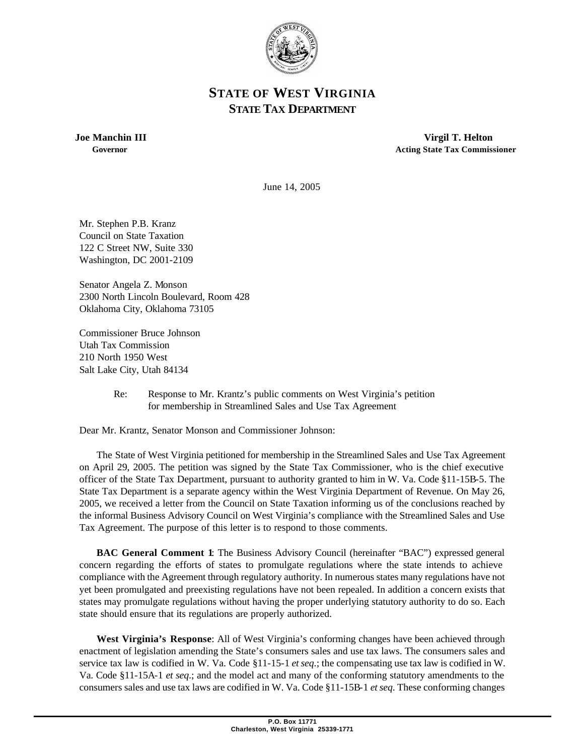# STATE OF WEST VIRGINIA
## STATE TAX DEPARTMENT

**Joe Manchin III**
**Governor**

**Virgil T. Helton**
**Acting State Tax Commissioner**

June 14, 2005

Mr. Stephen P.B. Kranz
Council on State Taxation
122 C Street NW, Suite 330
Washington, DC 2001-2109

Senator Angela Z. Monson
2300 North Lincoln Boulevard, Room 428
Oklahoma City, Oklahoma 73105

Commissioner Bruce Johnson
Utah Tax Commission
210 North 1950 West
Salt Lake City, Utah 84134

Re: Response to Mr. Krantz's public comments on West Virginia's petition for membership in Streamlined Sales and Use Tax Agreement

Dear Mr. Krantz, Senator Monson and Commissioner Johnson:

The State of West Virginia petitioned for membership in the Streamlined Sales and Use Tax Agreement on April 29, 2005. The petition was signed by the State Tax Commissioner, who is the chief executive officer of the State Tax Department, pursuant to authority granted to him in W. Va. Code §11-15B-5. The State Tax Department is a separate agency within the West Virginia Department of Revenue. On May 26, 2005, we received a letter from the Council on State Taxation informing us of the conclusions reached by the informal Business Advisory Council on West Virginia's compliance with the Streamlined Sales and Use Tax Agreement. The purpose of this letter is to respond to those comments.

**BAC General Comment 1**: The Business Advisory Council (hereinafter "BAC") expressed general concern regarding the efforts of states to promulgate regulations where the state intends to achieve compliance with the Agreement through regulatory authority. In numerous states many regulations have not yet been promulgated and preexisting regulations have not been repealed. In addition a concern exists that states may promulgate regulations without having the proper underlying statutory authority to do so. Each state should ensure that its regulations are properly authorized.

**West Virginia's Response**: All of West Virginia's conforming changes have been achieved through enactment of legislation amending the State's consumers sales and use tax laws. The consumers sales and service tax law is codified in W. Va. Code §11-15-1 *et seq*.; the compensating use tax law is codified in W. Va. Code §11-15A-1 *et seq*.; and the model act and many of the conforming statutory amendments to the consumers sales and use tax laws are codified in W. Va. Code §11-15B-1 *et seq*. These conforming changes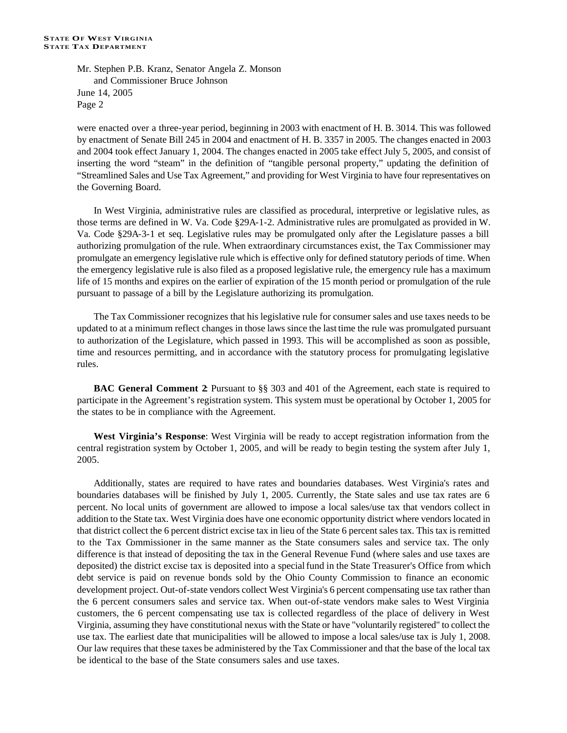were enacted over a three-year period, beginning in 2003 with enactment of H. B. 3014. This was followed by enactment of Senate Bill 245 in 2004 and enactment of H. B. 3357 in 2005. The changes enacted in 2003 and 2004 took effect January 1, 2004. The changes enacted in 2005 take effect July 5, 2005, and consist of inserting the word "steam" in the definition of "tangible personal property," updating the definition of "Streamlined Sales and Use Tax Agreement," and providing for West Virginia to have four representatives on the Governing Board.

In West Virginia, administrative rules are classified as procedural, interpretive or legislative rules, as those terms are defined in W. Va. Code §29A-1-2. Administrative rules are promulgated as provided in W. Va. Code §29A-3-1 et seq. Legislative rules may be promulgated only after the Legislature passes a bill authorizing promulgation of the rule. When extraordinary circumstances exist, the Tax Commissioner may promulgate an emergency legislative rule which is effective only for defined statutory periods of time. When the emergency legislative rule is also filed as a proposed legislative rule, the emergency rule has a maximum life of 15 months and expires on the earlier of expiration of the 15 month period or promulgation of the rule pursuant to passage of a bill by the Legislature authorizing its promulgation.

The Tax Commissioner recognizes that his legislative rule for consumer sales and use taxes needs to be updated to at a minimum reflect changes in those laws since the last time the rule was promulgated pursuant to authorization of the Legislature, which passed in 1993. This will be accomplished as soon as possible, time and resources permitting, and in accordance with the statutory process for promulgating legislative rules.

**BAC General Comment 2**: Pursuant to §§ 303 and 401 of the Agreement, each state is required to participate in the Agreement's registration system. This system must be operational by October 1, 2005 for the states to be in compliance with the Agreement.

**West Virginia's Response**: West Virginia will be ready to accept registration information from the central registration system by October 1, 2005, and will be ready to begin testing the system after July 1, 2005.

Additionally, states are required to have rates and boundaries databases. West Virginia's rates and boundaries databases will be finished by July 1, 2005. Currently, the State sales and use tax rates are 6 percent. No local units of government are allowed to impose a local sales/use tax that vendors collect in addition to the State tax. West Virginia does have one economic opportunity district where vendors located in that district collect the 6 percent district excise tax in lieu of the State 6 percent sales tax. This tax is remitted to the Tax Commissioner in the same manner as the State consumers sales and service tax. The only difference is that instead of depositing the tax in the General Revenue Fund (where sales and use taxes are deposited) the district excise tax is deposited into a special fund in the State Treasurer's Office from which debt service is paid on revenue bonds sold by the Ohio County Commission to finance an economic development project. Out-of-state vendors collect West Virginia's 6 percent compensating use tax rather than the 6 percent consumers sales and service tax. When out-of-state vendors make sales to West Virginia customers, the 6 percent compensating use tax is collected regardless of the place of delivery in West Virginia, assuming they have constitutional nexus with the State or have "voluntarily registered" to collect the use tax. The earliest date that municipalities will be allowed to impose a local sales/use tax is July 1, 2008. Our law requires that these taxes be administered by the Tax Commissioner and that the base of the local tax be identical to the base of the State consumers sales and use taxes.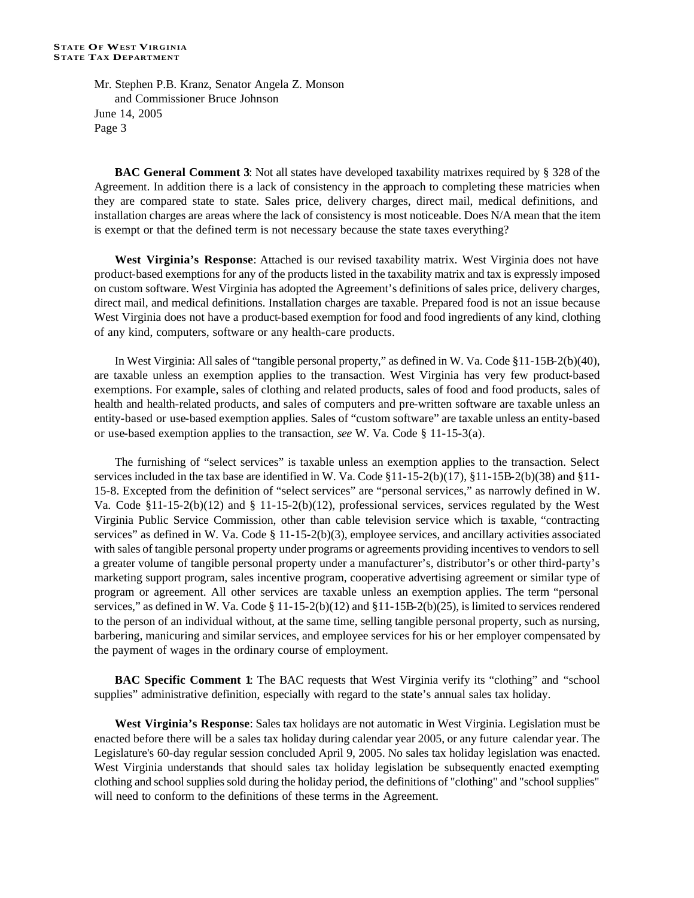**BAC General Comment 3**: Not all states have developed taxability matrixes required by § 328 of the Agreement. In addition there is a lack of consistency in the approach to completing these matricies when they are compared state to state. Sales price, delivery charges, direct mail, medical definitions, and installation charges are areas where the lack of consistency is most noticeable. Does N/A mean that the item is exempt or that the defined term is not necessary because the state taxes everything?

**West Virginia's Response**: Attached is our revised taxability matrix. West Virginia does not have product-based exemptions for any of the products listed in the taxability matrix and tax is expressly imposed on custom software. West Virginia has adopted the Agreement's definitions of sales price, delivery charges, direct mail, and medical definitions. Installation charges are taxable. Prepared food is not an issue because West Virginia does not have a product-based exemption for food and food ingredients of any kind, clothing of any kind, computers, software or any health-care products.

In West Virginia: All sales of "tangible personal property," as defined in W. Va. Code §11-15B-2(b)(40), are taxable unless an exemption applies to the transaction. West Virginia has very few product-based exemptions. For example, sales of clothing and related products, sales of food and food products, sales of health and health-related products, and sales of computers and pre-written software are taxable unless an entity-based or use-based exemption applies. Sales of "custom software" are taxable unless an entity-based or use-based exemption applies to the transaction, *see* W. Va. Code § 11-15-3(a).

The furnishing of "select services" is taxable unless an exemption applies to the transaction. Select services included in the tax base are identified in W. Va. Code §11-15-2(b)(17), §11-15B-2(b)(38) and §11-15-8. Excepted from the definition of "select services" are "personal services," as narrowly defined in W. Va. Code §11-15-2(b)(12) and § 11-15-2(b)(12), professional services, services regulated by the West Virginia Public Service Commission, other than cable television service which is taxable, "contracting services" as defined in W. Va. Code § 11-15-2(b)(3), employee services, and ancillary activities associated with sales of tangible personal property under programs or agreements providing incentives to vendors to sell a greater volume of tangible personal property under a manufacturer's, distributor's or other third-party's marketing support program, sales incentive program, cooperative advertising agreement or similar type of program or agreement. All other services are taxable unless an exemption applies. The term "personal services," as defined in W. Va. Code § 11-15-2(b)(12) and §11-15B-2(b)(25), is limited to services rendered to the person of an individual without, at the same time, selling tangible personal property, such as nursing, barbering, manicuring and similar services, and employee services for his or her employer compensated by the payment of wages in the ordinary course of employment.

**BAC Specific Comment 1**: The BAC requests that West Virginia verify its "clothing" and "school supplies" administrative definition, especially with regard to the state's annual sales tax holiday.

**West Virginia's Response**: Sales tax holidays are not automatic in West Virginia. Legislation must be enacted before there will be a sales tax holiday during calendar year 2005, or any future calendar year. The Legislature's 60-day regular session concluded April 9, 2005. No sales tax holiday legislation was enacted. West Virginia understands that should sales tax holiday legislation be subsequently enacted exempting clothing and school supplies sold during the holiday period, the definitions of "clothing" and "school supplies" will need to conform to the definitions of these terms in the Agreement.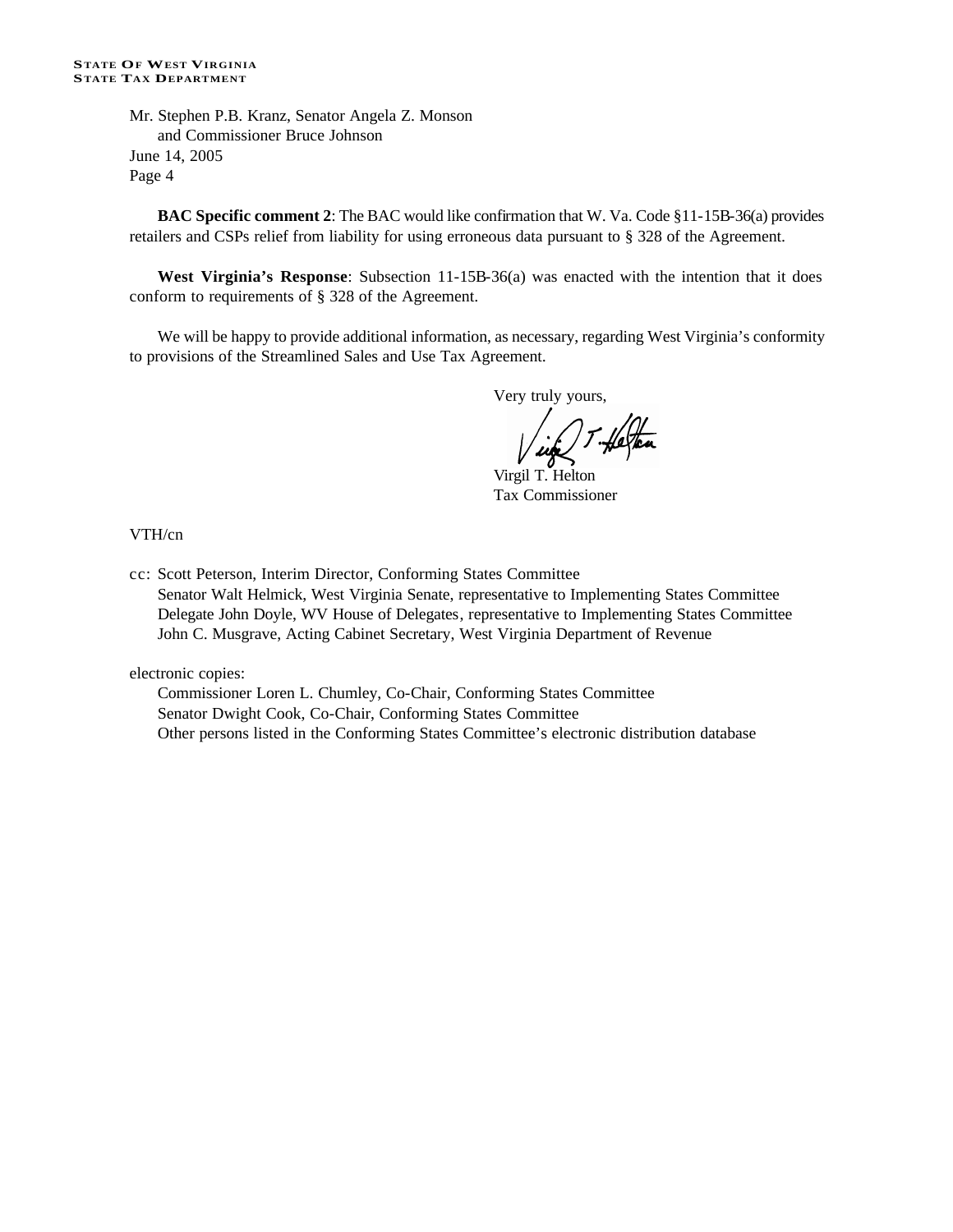Mr. Stephen P.B. Kranz, Senator Angela Z. Monson
and Commissioner Bruce Johnson
June 14, 2005
Page 4

**BAC Specific comment 2**: The BAC would like confirmation that W. Va. Code §11-15B-36(a) provides retailers and CSPs relief from liability for using erroneous data pursuant to § 328 of the Agreement.

**West Virginia's Response**: Subsection 11-15B-36(a) was enacted with the intention that it does conform to requirements of § 328 of the Agreement.

We will be happy to provide additional information, as necessary, regarding West Virginia's conformity to provisions of the Streamlined Sales and Use Tax Agreement.

Very truly yours,

Virgil T. Helton
Tax Commissioner

VTH/cn

cc: Scott Peterson, Interim Director, Conforming States Committee
Senator Walt Helmick, West Virginia Senate, representative to Implementing States Committee
Delegate John Doyle, WV House of Delegates, representative to Implementing States Committee
John C. Musgrave, Acting Cabinet Secretary, West Virginia Department of Revenue

electronic copies:
Commissioner Loren L. Chumley, Co-Chair, Conforming States Committee
Senator Dwight Cook, Co-Chair, Conforming States Committee
Other persons listed in the Conforming States Committee's electronic distribution database